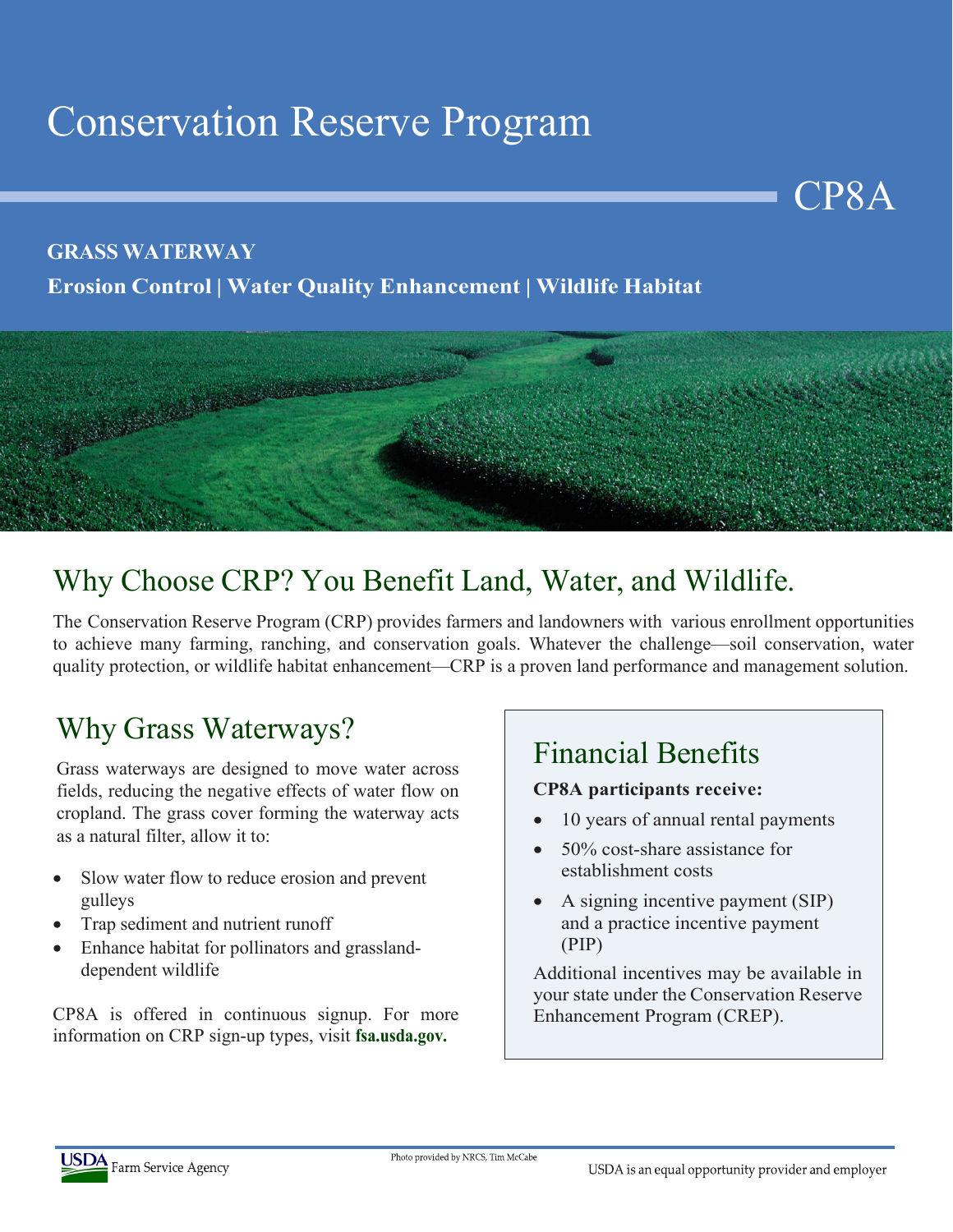# Conservation Reserve Program

CP8A

**GRASS WATERWAY**

**Erosion Control | Water Quality Enhancement | Wildlife Habitat**

## Why Choose CRP? You Benefit Land, Water, and Wildlife.

The Conservation Reserve Program (CRP) provides farmers and landowners with various enrollment opportunities to achieve many farming, ranching, and conservation goals. Whatever the challenge—soil conservation, water quality protection, or wildlife habitat enhancement—CRP is a proven land performance and management solution.

## Why Grass Waterways?

Grass waterways are designed to move water across fields, reducing the negative effects of water flow on cropland. The grass cover forming the waterway acts as a natural filter, allow it to:

- Slow water flow to reduce erosion and prevent gulleys
- Trap sediment and nutrient runoff
- Enhance habitat for pollinators and grassland-dependent wildlife

CP8A is offered in continuous signup. For more information on CRP sign-up types, visit **fsa.usda.gov.**

## Financial Benefits

**CP8A participants receive:**

- 10 years of annual rental payments
- 50% cost-share assistance for establishment costs
- A signing incentive payment (SIP) and a practice incentive payment (PIP)

Additional incentives may be available in your state under the Conservation Reserve Enhancement Program (CREP).

Photo provided by NRCS, Tim McCabe

USDA Farm Service Agency

USDA is an equal opportunity provider and employer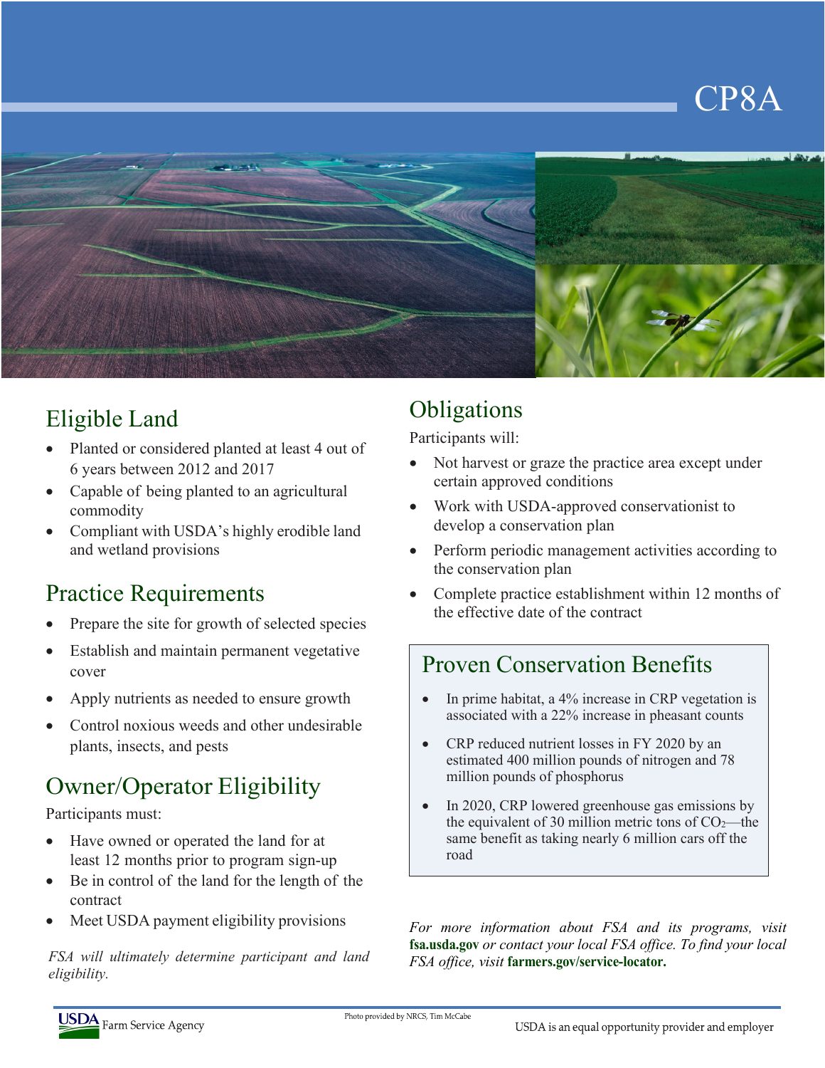# CP8A

## Eligible Land

- Planted or considered planted at least 4 out of 6 years between 2012 and 2017
- Capable of being planted to an agricultural commodity
- Compliant with USDA's highly erodible land and wetland provisions

## Practice Requirements

- Prepare the site for growth of selected species
- Establish and maintain permanent vegetative cover
- Apply nutrients as needed to ensure growth
- Control noxious weeds and other undesirable plants, insects, and pests

## Owner/Operator Eligibility

Participants must:

- Have owned or operated the land for at least 12 months prior to program sign-up
- Be in control of the land for the length of the contract
- Meet USDA payment eligibility provisions

*FSA will ultimately determine participant and land eligibility.*

## Obligations

Participants will:

- Not harvest or graze the practice area except under certain approved conditions
- Work with USDA-approved conservationist to develop a conservation plan
- Perform periodic management activities according to the conservation plan
- Complete practice establishment within 12 months of the effective date of the contract

## Proven Conservation Benefits

- In prime habitat, a 4% increase in CRP vegetation is associated with a 22% increase in pheasant counts
- CRP reduced nutrient losses in FY 2020 by an estimated 400 million pounds of nitrogen and 78 million pounds of phosphorus
- In 2020, CRP lowered greenhouse gas emissions by the equivalent of 30 million metric tons of $CO_2$—the same benefit as taking nearly 6 million cars off the road

*For more information about FSA and its programs, visit* **fsa.usda.gov** *or contact your local FSA office. To find your local FSA office, visit* **farmers.gov/service-locator.**

Photo provided by NRCS, Tim McCabe

USDA Farm Service Agency

USDA is an equal opportunity provider and employer